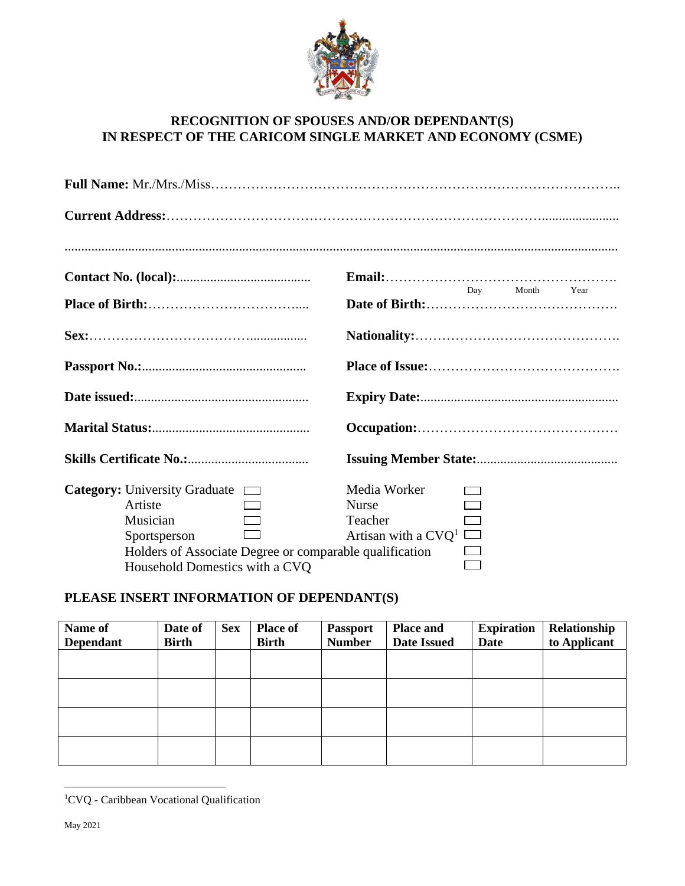# RECOGNITION OF SPOUSES AND/OR DEPENDANT(S) IN RESPECT OF THE CARICOM SINGLE MARKET AND ECONOMY (CSME)

**Full Name:** Mr./Mrs./Miss……………………………………………………………………………..

**Current Address:**……………………………………………………………………………......................

......................................................................................................................................................

**Contact No. (local):**........................................

**Email:**……………………………………………….

**Place of Birth:**……………………………......

**Date of Birth:**……………………………………. (Day Month Year)

**Sex:**……………………………….................

**Nationality:**……………………………………….

**Passport No.:**................................................

**Place of Issue:**…………………………………….

**Date issued:**...................................................

**Expiry Date:**..........................................................

**Marital Status:**..............................................

**Occupation:**………………………………………

**Skills Certificate No.:**....................................

**Issuing Member State:**..........................................

**Category:**

- University Graduate ☐
- Artiste ☐
- Musician ☐
- Sportsperson ☐
- Media Worker ☐
- Nurse ☐
- Teacher ☐
- Artisan with a CVQ[1] ☐
- Holders of Associate Degree or comparable qualification ☐
- Household Domestics with a CVQ ☐

## PLEASE INSERT INFORMATION OF DEPENDANT(S)

| Name of Dependant | Date of Birth | Sex | Place of Birth | Passport Number | Place and Date Issued | Expiration Date | Relationship to Applicant |
|---|---|---|---|---|---|---|---|
| | | | | | | | |
| | | | | | | | |
| | | | | | | | |
| | | | | | | | |

[1]CVQ - Caribbean Vocational Qualification

May 2021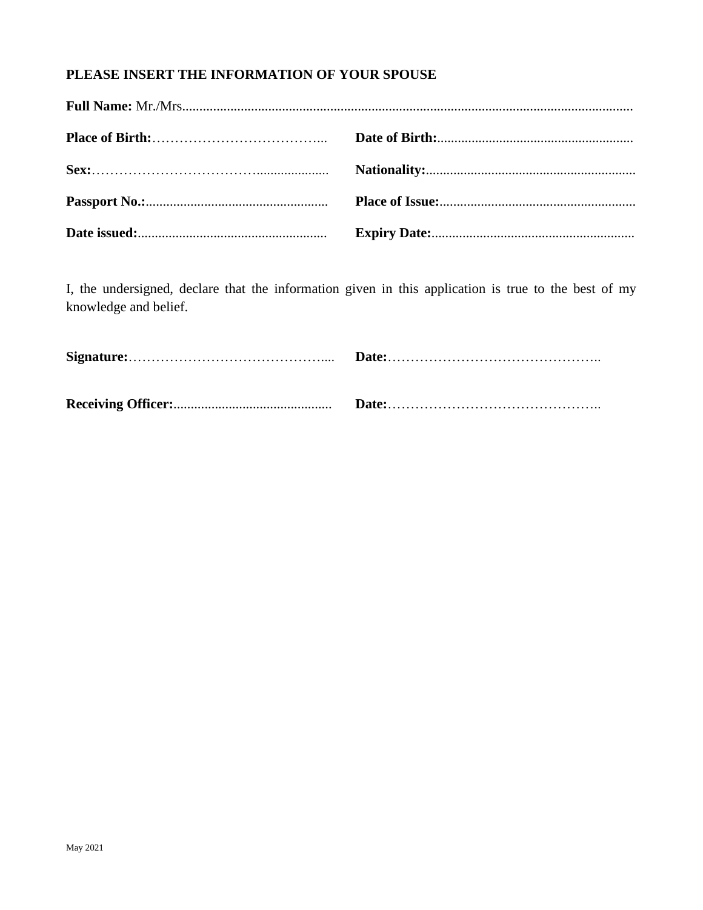**PLEASE INSERT THE INFORMATION OF YOUR SPOUSE**

**Full Name:** Mr./Mrs.....................................................................................................................................

**Place of Birth:**…………………………………...     **Date of Birth:**.........................................................

**Sex:**……………………………….....................     **Nationality:**.............................................................

**Passport No.:**....................................................     **Place of Issue:**.........................................................

**Date issued:**......................................................     **Expiry Date:**...........................................................

I, the undersigned, declare that the information given in this application is true to the best of my knowledge and belief.

**Signature:**……………………………………....     **Date:**………………………………………..

**Receiving Officer:**.............................................     **Date:**………………………………………..

May 2021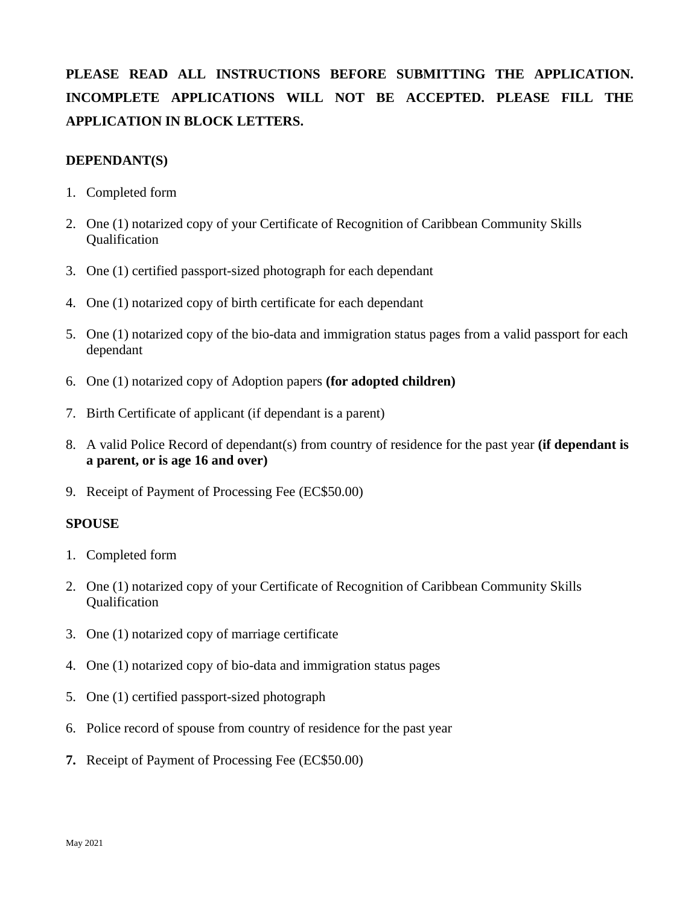**PLEASE READ ALL INSTRUCTIONS BEFORE SUBMITTING THE APPLICATION. INCOMPLETE APPLICATIONS WILL NOT BE ACCEPTED. PLEASE FILL THE APPLICATION IN BLOCK LETTERS.**

**DEPENDANT(S)**

1. Completed form
2. One (1) notarized copy of your Certificate of Recognition of Caribbean Community Skills Qualification
3. One (1) certified passport-sized photograph for each dependant
4. One (1) notarized copy of birth certificate for each dependant
5. One (1) notarized copy of the bio-data and immigration status pages from a valid passport for each dependant
6. One (1) notarized copy of Adoption papers **(for adopted children)**
7. Birth Certificate of applicant (if dependant is a parent)
8. A valid Police Record of dependant(s) from country of residence for the past year **(if dependant is a parent, or is age 16 and over)**
9. Receipt of Payment of Processing Fee (EC$50.00)

**SPOUSE**

1. Completed form
2. One (1) notarized copy of your Certificate of Recognition of Caribbean Community Skills Qualification
3. One (1) notarized copy of marriage certificate
4. One (1) notarized copy of bio-data and immigration status pages
5. One (1) certified passport-sized photograph
6. Police record of spouse from country of residence for the past year
7. Receipt of Payment of Processing Fee (EC$50.00)

May 2021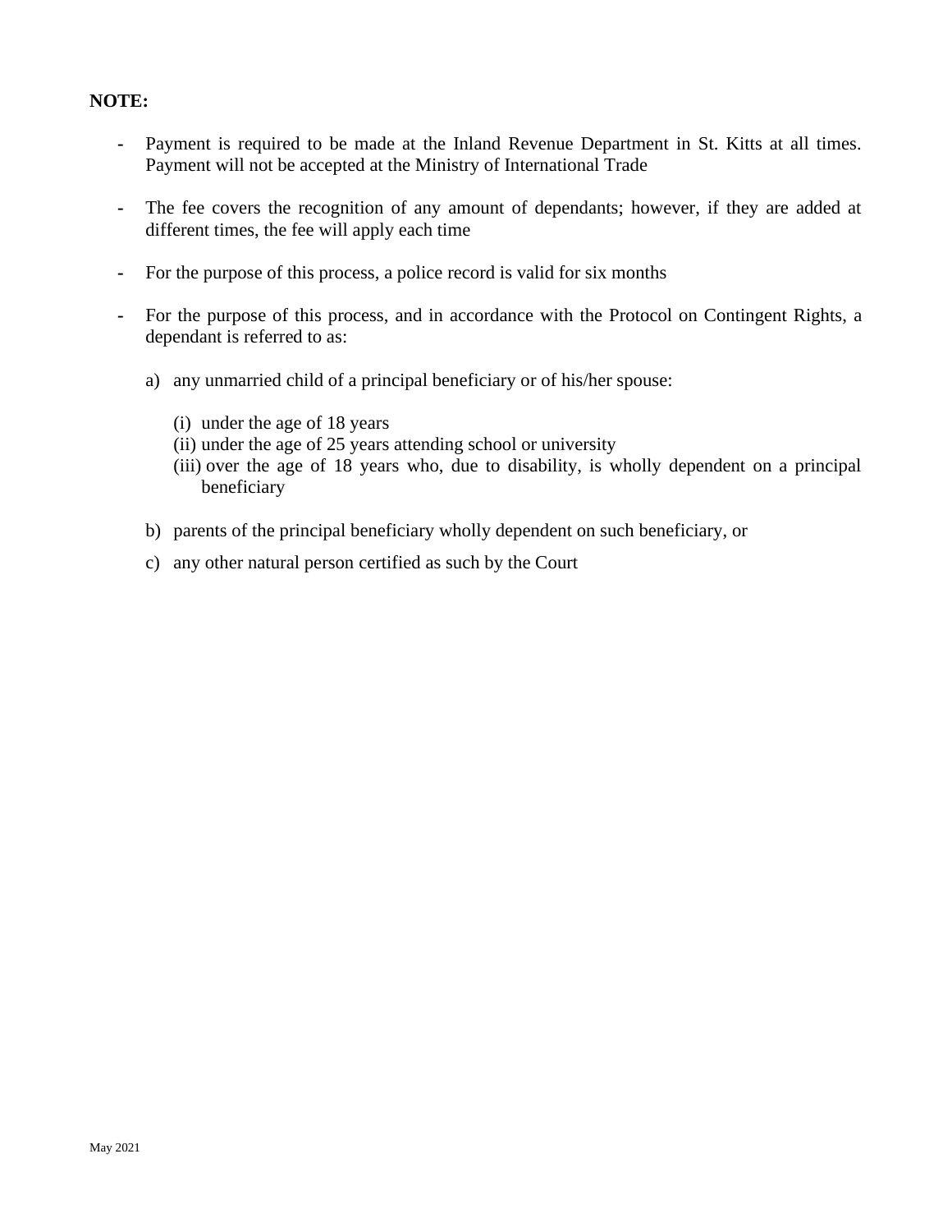**NOTE:**

- Payment is required to be made at the Inland Revenue Department in St. Kitts at all times. Payment will not be accepted at the Ministry of International Trade

- The fee covers the recognition of any amount of dependants; however, if they are added at different times, the fee will apply each time

- For the purpose of this process, a police record is valid for six months

- For the purpose of this process, and in accordance with the Protocol on Contingent Rights, a dependant is referred to as:

  a) any unmarried child of a principal beneficiary or of his/her spouse:

     (i) under the age of 18 years
     (ii) under the age of 25 years attending school or university
     (iii) over the age of 18 years who, due to disability, is wholly dependent on a principal beneficiary

  b) parents of the principal beneficiary wholly dependent on such beneficiary, or

  c) any other natural person certified as such by the Court

May 2021